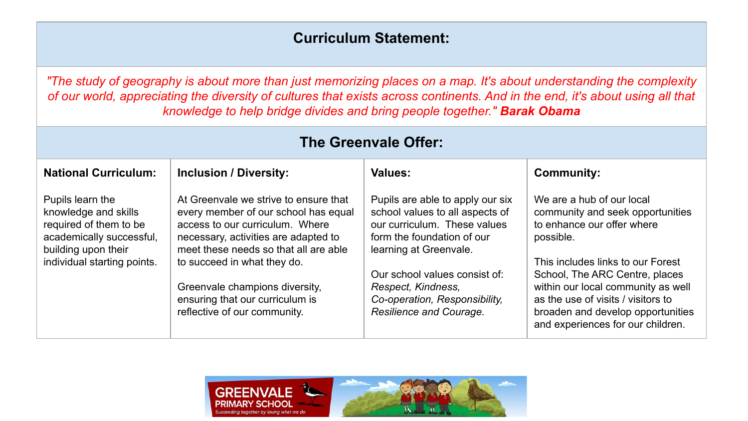## Curriculum Statement:

*"The study of geography is about more than just memorizing places on a map. It's about understanding the complexity of our world, appreciating the diversity of cultures that exists across continents. And in the end, it's about using all that knowledge to help bridge divides and bring people together."* ***Barak Obama***

## The Greenvale Offer:

| **National Curriculum:** | **Inclusion / Diversity:** | **Values:** | **Community:** |
|---|---|---|---|
| Pupils learn the knowledge and skills required of them to be academically successful, building upon their individual starting points. | At Greenvale we strive to ensure that every member of our school has equal access to our curriculum. Where necessary, activities are adapted to meet these needs so that all are able to succeed in what they do.<br><br>Greenvale champions diversity, ensuring that our curriculum is reflective of our community. | Pupils are able to apply our six school values to all aspects of our curriculum. These values form the foundation of our learning at Greenvale.<br><br>Our school values consist of: *Respect, Kindness, Co-operation, Responsibility, Resilience and Courage.* | We are a hub of our local community and seek opportunities to enhance our offer where possible.<br><br>This includes links to our Forest School, The ARC Centre, places within our local community as well as the use of visits / visitors to broaden and develop opportunities and experiences for our children. |

GREENVALE PRIMARY SCHOOL
*Succeeding together by loving what we do*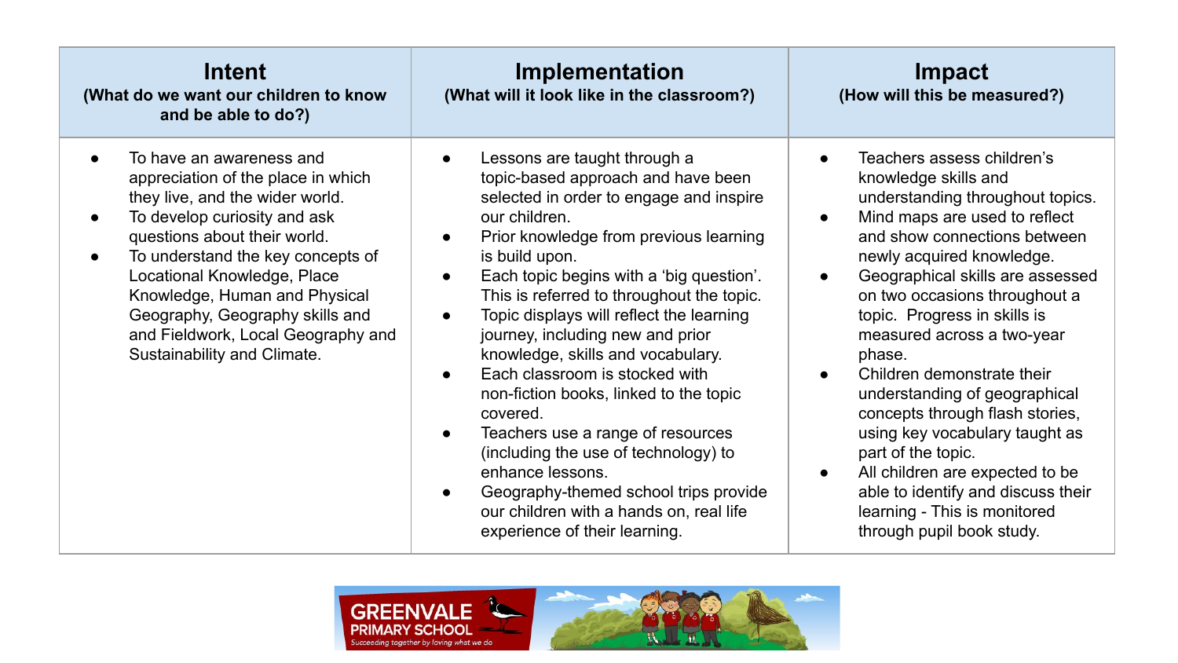| **Intent**<br>**(What do we want our children to know and be able to do?)** | **Implementation**<br>**(What will it look like in the classroom?)** | **Impact**<br>**(How will this be measured?)** |
| --- | --- | --- |
| • To have an awareness and appreciation of the place in which they live, and the wider world.<br>• To develop curiosity and ask questions about their world.<br>• To understand the key concepts of Locational Knowledge, Place Knowledge, Human and Physical Geography, Geography skills and and Fieldwork, Local Geography and Sustainability and Climate. | • Lessons are taught through a topic-based approach and have been selected in order to engage and inspire our children.<br>• Prior knowledge from previous learning is build upon.<br>• Each topic begins with a 'big question'. This is referred to throughout the topic.<br>• Topic displays will reflect the learning journey, including new and prior knowledge, skills and vocabulary.<br>• Each classroom is stocked with non-fiction books, linked to the topic covered.<br>• Teachers use a range of resources (including the use of technology) to enhance lessons.<br>• Geography-themed school trips provide our children with a hands on, real life experience of their learning. | • Teachers assess children's knowledge skills and understanding throughout topics.<br>• Mind maps are used to reflect and show connections between newly acquired knowledge.<br>• Geographical skills are assessed on two occasions throughout a topic. Progress in skills is measured across a two-year phase.<br>• Children demonstrate their understanding of geographical concepts through flash stories, using key vocabulary taught as part of the topic.<br>• All children are expected to be able to identify and discuss their learning - This is monitored through pupil book study. |

GREENVALE PRIMARY SCHOOL

Succeeding together by loving what we do